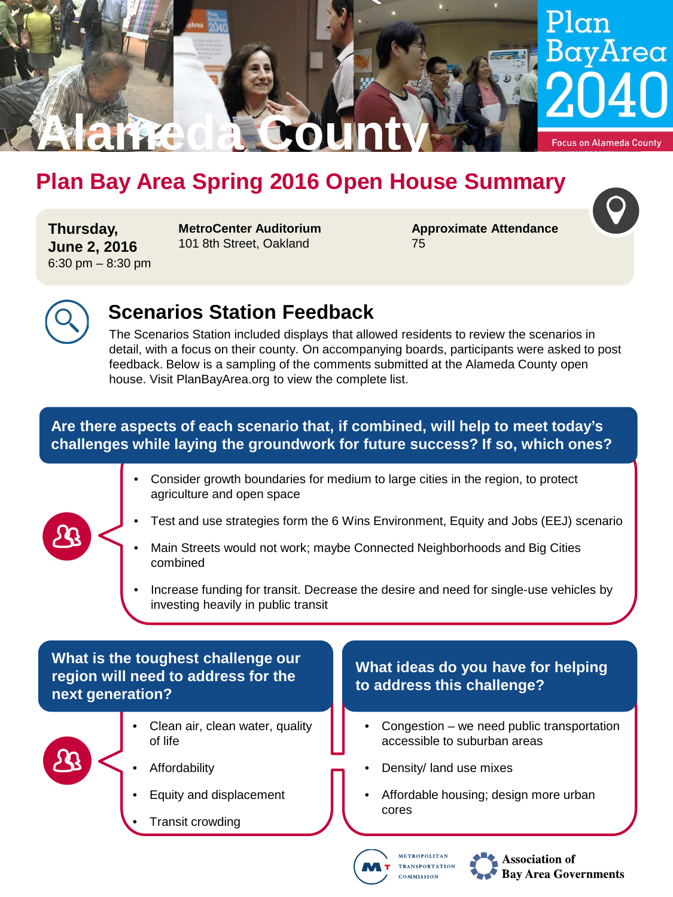# Alameda County

Plan Bay Area 2040

Focus on Alameda County

## Plan Bay Area Spring 2016 Open House Summary

**Thursday, June 2, 2016**
6:30 pm – 8:30 pm

**MetroCenter Auditorium**
101 8th Street, Oakland

**Approximate Attendance**
75

### Scenarios Station Feedback

The Scenarios Station included displays that allowed residents to review the scenarios in detail, with a focus on their county. On accompanying boards, participants were asked to post feedback. Below is a sampling of the comments submitted at the Alameda County open house. Visit PlanBayArea.org to view the complete list.

#### Are there aspects of each scenario that, if combined, will help to meet today's challenges while laying the groundwork for future success? If so, which ones?

- Consider growth boundaries for medium to large cities in the region, to protect agriculture and open space
- Test and use strategies form the 6 Wins Environment, Equity and Jobs (EEJ) scenario
- Main Streets would not work; maybe Connected Neighborhoods and Big Cities combined
- Increase funding for transit. Decrease the desire and need for single-use vehicles by investing heavily in public transit

#### What is the toughest challenge our region will need to address for the next generation?

- Clean air, clean water, quality of life
- Affordability
- Equity and displacement
- Transit crowding

#### What ideas do you have for helping to address this challenge?

- Congestion – we need public transportation accessible to suburban areas
- Density/ land use mixes
- Affordable housing; design more urban cores

Metropolitan Transportation Commission

Association of Bay Area Governments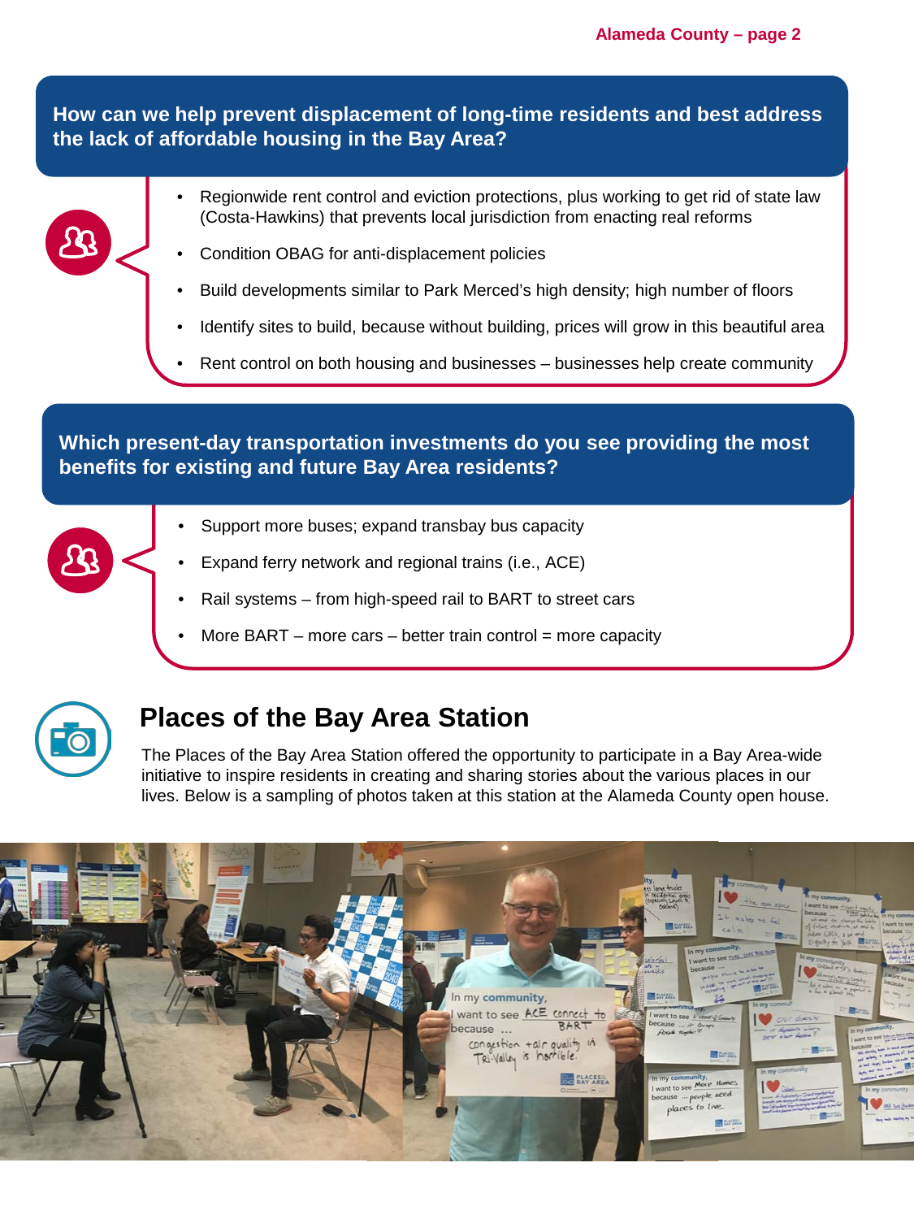## How can we help prevent displacement of long-time residents and best address the lack of affordable housing in the Bay Area?

- Regionwide rent control and eviction protections, plus working to get rid of state law (Costa-Hawkins) that prevents local jurisdiction from enacting real reforms
- Condition OBAG for anti-displacement policies
- Build developments similar to Park Merced's high density; high number of floors
- Identify sites to build, because without building, prices will grow in this beautiful area
- Rent control on both housing and businesses – businesses help create community

## Which present-day transportation investments do you see providing the most benefits for existing and future Bay Area residents?

- Support more buses; expand transbay bus capacity
- Expand ferry network and regional trains (i.e., ACE)
- Rail systems – from high-speed rail to BART to street cars
- More BART – more cars – better train control = more capacity

## Places of the Bay Area Station

The Places of the Bay Area Station offered the opportunity to participate in a Bay Area-wide initiative to inspire residents in creating and sharing stories about the various places in our lives. Below is a sampling of photos taken at this station at the Alameda County open house.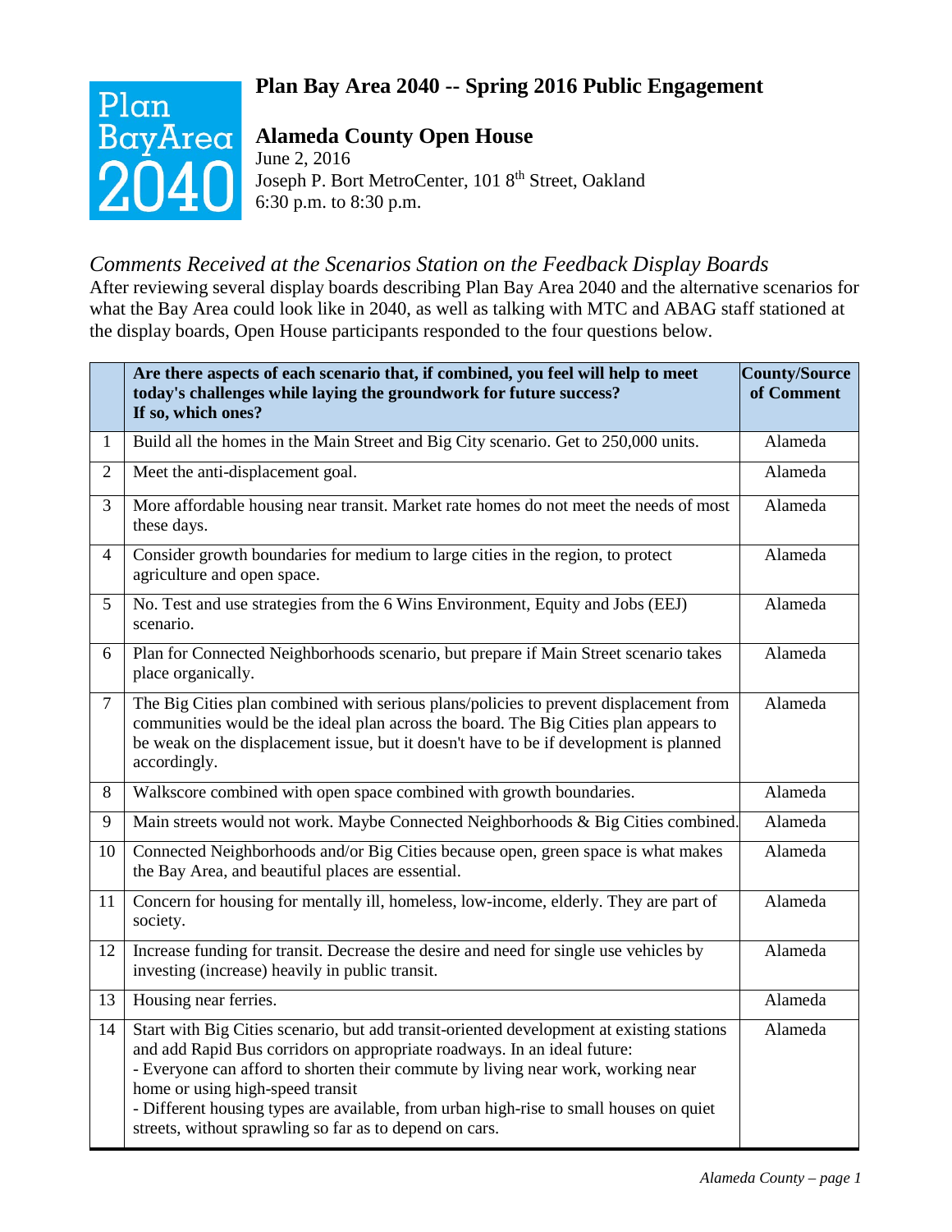# Plan Bay Area 2040 -- Spring 2016 Public Engagement

## Alameda County Open House

June 2, 2016
Joseph P. Bort MetroCenter, 101 8th Street, Oakland
6:30 p.m. to 8:30 p.m.

### *Comments Received at the Scenarios Station on the Feedback Display Boards*

After reviewing several display boards describing Plan Bay Area 2040 and the alternative scenarios for what the Bay Area could look like in 2040, as well as talking with MTC and ABAG staff stationed at the display boards, Open House participants responded to the four questions below.

| | **Are there aspects of each scenario that, if combined, you feel will help to meet today's challenges while laying the groundwork for future success? If so, which ones?** | **County/Source of Comment** |
|---|---|---|
| 1 | Build all the homes in the Main Street and Big City scenario. Get to 250,000 units. | Alameda |
| 2 | Meet the anti-displacement goal. | Alameda |
| 3 | More affordable housing near transit. Market rate homes do not meet the needs of most these days. | Alameda |
| 4 | Consider growth boundaries for medium to large cities in the region, to protect agriculture and open space. | Alameda |
| 5 | No. Test and use strategies from the 6 Wins Environment, Equity and Jobs (EEJ) scenario. | Alameda |
| 6 | Plan for Connected Neighborhoods scenario, but prepare if Main Street scenario takes place organically. | Alameda |
| 7 | The Big Cities plan combined with serious plans/policies to prevent displacement from communities would be the ideal plan across the board. The Big Cities plan appears to be weak on the displacement issue, but it doesn't have to be if development is planned accordingly. | Alameda |
| 8 | Walkscore combined with open space combined with growth boundaries. | Alameda |
| 9 | Main streets would not work. Maybe Connected Neighborhoods & Big Cities combined. | Alameda |
| 10 | Connected Neighborhoods and/or Big Cities because open, green space is what makes the Bay Area, and beautiful places are essential. | Alameda |
| 11 | Concern for housing for mentally ill, homeless, low-income, elderly. They are part of society. | Alameda |
| 12 | Increase funding for transit. Decrease the desire and need for single use vehicles by investing (increase) heavily in public transit. | Alameda |
| 13 | Housing near ferries. | Alameda |
| 14 | Start with Big Cities scenario, but add transit-oriented development at existing stations and add Rapid Bus corridors on appropriate roadways. In an ideal future:<br>- Everyone can afford to shorten their commute by living near work, working near home or using high-speed transit<br>- Different housing types are available, from urban high-rise to small houses on quiet streets, without sprawling so far as to depend on cars. | Alameda |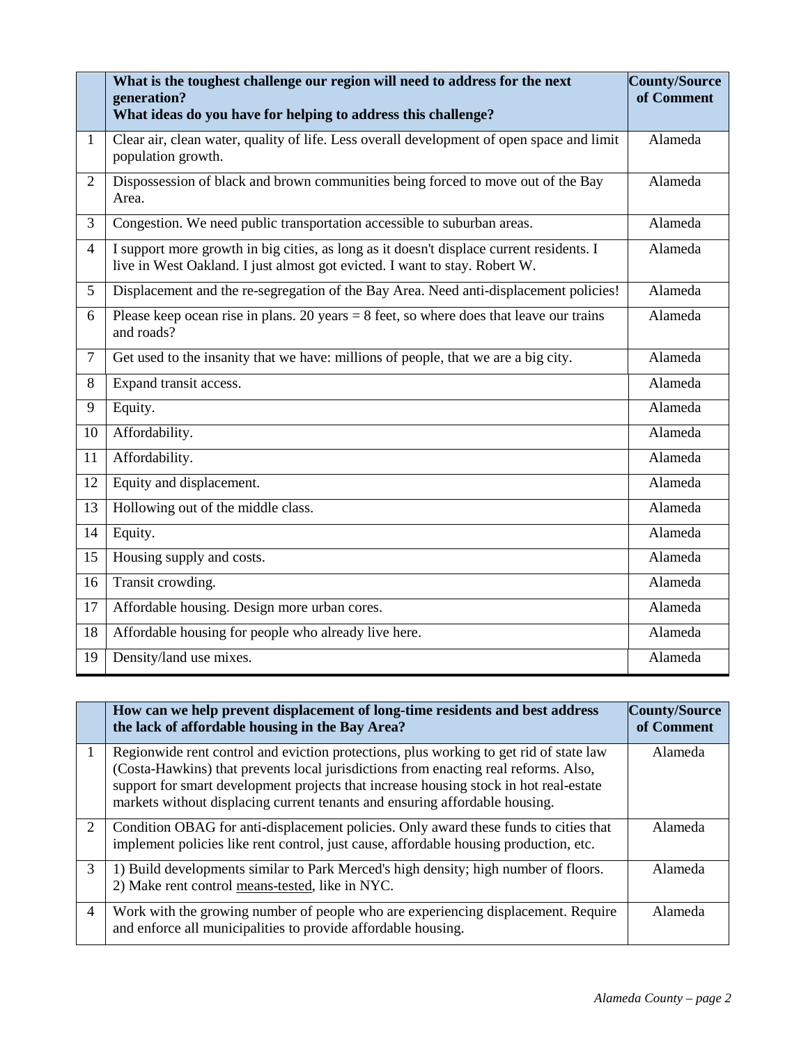| | What is the toughest challenge our region will need to address for the next generation?<br>What ideas do you have for helping to address this challenge? | County/Source of Comment |
|---|---|---|
| 1 | Clear air, clean water, quality of life. Less overall development of open space and limit population growth. | Alameda |
| 2 | Dispossession of black and brown communities being forced to move out of the Bay Area. | Alameda |
| 3 | Congestion. We need public transportation accessible to suburban areas. | Alameda |
| 4 | I support more growth in big cities, as long as it doesn't displace current residents. I live in West Oakland. I just almost got evicted. I want to stay. Robert W. | Alameda |
| 5 | Displacement and the re-segregation of the Bay Area. Need anti-displacement policies! | Alameda |
| 6 | Please keep ocean rise in plans. 20 years = 8 feet, so where does that leave our trains and roads? | Alameda |
| 7 | Get used to the insanity that we have: millions of people, that we are a big city. | Alameda |
| 8 | Expand transit access. | Alameda |
| 9 | Equity. | Alameda |
| 10 | Affordability. | Alameda |
| 11 | Affordability. | Alameda |
| 12 | Equity and displacement. | Alameda |
| 13 | Hollowing out of the middle class. | Alameda |
| 14 | Equity. | Alameda |
| 15 | Housing supply and costs. | Alameda |
| 16 | Transit crowding. | Alameda |
| 17 | Affordable housing. Design more urban cores. | Alameda |
| 18 | Affordable housing for people who already live here. | Alameda |
| 19 | Density/land use mixes. | Alameda |

| | How can we help prevent displacement of long-time residents and best address the lack of affordable housing in the Bay Area? | County/Source of Comment |
|---|---|---|
| 1 | Regionwide rent control and eviction protections, plus working to get rid of state law (Costa-Hawkins) that prevents local jurisdictions from enacting real reforms. Also, support for smart development projects that increase housing stock in hot real-estate markets without displacing current tenants and ensuring affordable housing. | Alameda |
| 2 | Condition OBAG for anti-displacement policies. Only award these funds to cities that implement policies like rent control, just cause, affordable housing production, etc. | Alameda |
| 3 | 1) Build developments similar to Park Merced's high density; high number of floors.<br>2) Make rent control means-tested, like in NYC. | Alameda |
| 4 | Work with the growing number of people who are experiencing displacement. Require and enforce all municipalities to provide affordable housing. | Alameda |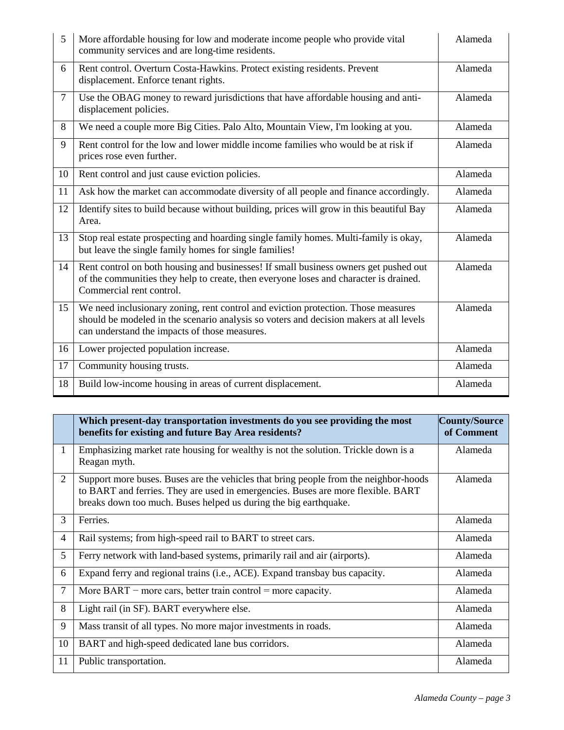| | | |
|---|---|---|
| 5 | More affordable housing for low and moderate income people who provide vital community services and are long-time residents. | Alameda |
| 6 | Rent control. Overturn Costa-Hawkins. Protect existing residents. Prevent displacement. Enforce tenant rights. | Alameda |
| 7 | Use the OBAG money to reward jurisdictions that have affordable housing and anti-displacement policies. | Alameda |
| 8 | We need a couple more Big Cities. Palo Alto, Mountain View, I'm looking at you. | Alameda |
| 9 | Rent control for the low and lower middle income families who would be at risk if prices rose even further. | Alameda |
| 10 | Rent control and just cause eviction policies. | Alameda |
| 11 | Ask how the market can accommodate diversity of all people and finance accordingly. | Alameda |
| 12 | Identify sites to build because without building, prices will grow in this beautiful Bay Area. | Alameda |
| 13 | Stop real estate prospecting and hoarding single family homes. Multi-family is okay, but leave the single family homes for single families! | Alameda |
| 14 | Rent control on both housing and businesses! If small business owners get pushed out of the communities they help to create, then everyone loses and character is drained. Commercial rent control. | Alameda |
| 15 | We need inclusionary zoning, rent control and eviction protection. Those measures should be modeled in the scenario analysis so voters and decision makers at all levels can understand the impacts of those measures. | Alameda |
| 16 | Lower projected population increase. | Alameda |
| 17 | Community housing trusts. | Alameda |
| 18 | Build low-income housing in areas of current displacement. | Alameda |

| | **Which present-day transportation investments do you see providing the most benefits for existing and future Bay Area residents?** | **County/Source of Comment** |
|---|---|---|
| 1 | Emphasizing market rate housing for wealthy is not the solution. Trickle down is a Reagan myth. | Alameda |
| 2 | Support more buses. Buses are the vehicles that bring people from the neighbor-hoods to BART and ferries. They are used in emergencies. Buses are more flexible. BART breaks down too much. Buses helped us during the big earthquake. | Alameda |
| 3 | Ferries. | Alameda |
| 4 | Rail systems; from high-speed rail to BART to street cars. | Alameda |
| 5 | Ferry network with land-based systems, primarily rail and air (airports). | Alameda |
| 6 | Expand ferry and regional trains (i.e., ACE). Expand transbay bus capacity. | Alameda |
| 7 | More BART − more cars, better train control = more capacity. | Alameda |
| 8 | Light rail (in SF). BART everywhere else. | Alameda |
| 9 | Mass transit of all types. No more major investments in roads. | Alameda |
| 10 | BART and high-speed dedicated lane bus corridors. | Alameda |
| 11 | Public transportation. | Alameda |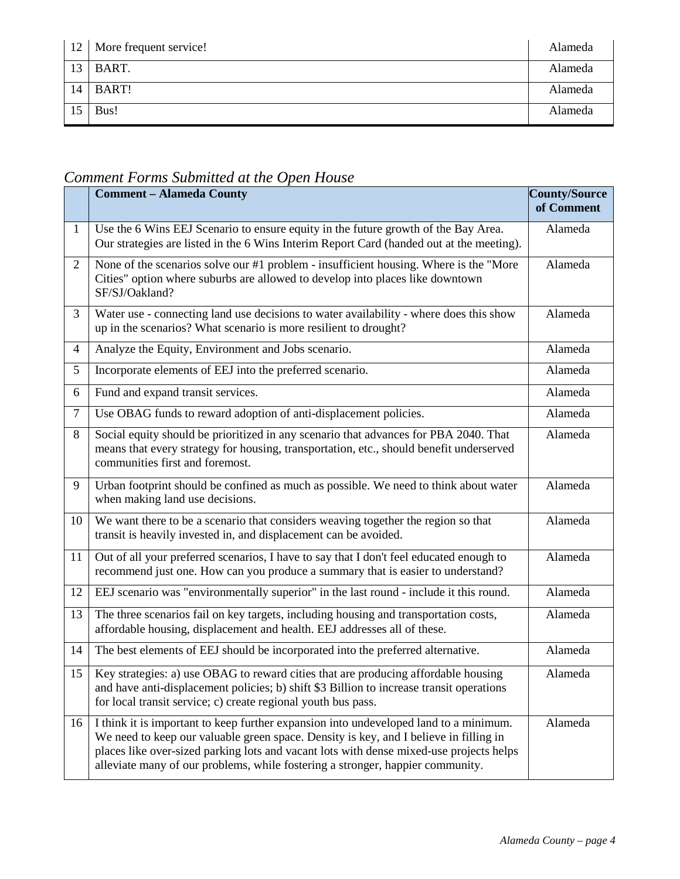| | | |
|---|---|---|
| 12 | More frequent service! | Alameda |
| 13 | BART. | Alameda |
| 14 | BART! | Alameda |
| 15 | Bus! | Alameda |

## *Comment Forms Submitted at the Open House*

| | Comment – Alameda County | County/Source of Comment |
|---|---|---|
| 1 | Use the 6 Wins EEJ Scenario to ensure equity in the future growth of the Bay Area. Our strategies are listed in the 6 Wins Interim Report Card (handed out at the meeting). | Alameda |
| 2 | None of the scenarios solve our #1 problem - insufficient housing. Where is the "More Cities" option where suburbs are allowed to develop into places like downtown SF/SJ/Oakland? | Alameda |
| 3 | Water use - connecting land use decisions to water availability - where does this show up in the scenarios? What scenario is more resilient to drought? | Alameda |
| 4 | Analyze the Equity, Environment and Jobs scenario. | Alameda |
| 5 | Incorporate elements of EEJ into the preferred scenario. | Alameda |
| 6 | Fund and expand transit services. | Alameda |
| 7 | Use OBAG funds to reward adoption of anti-displacement policies. | Alameda |
| 8 | Social equity should be prioritized in any scenario that advances for PBA 2040. That means that every strategy for housing, transportation, etc., should benefit underserved communities first and foremost. | Alameda |
| 9 | Urban footprint should be confined as much as possible. We need to think about water when making land use decisions. | Alameda |
| 10 | We want there to be a scenario that considers weaving together the region so that transit is heavily invested in, and displacement can be avoided. | Alameda |
| 11 | Out of all your preferred scenarios, I have to say that I don't feel educated enough to recommend just one. How can you produce a summary that is easier to understand? | Alameda |
| 12 | EEJ scenario was "environmentally superior" in the last round - include it this round. | Alameda |
| 13 | The three scenarios fail on key targets, including housing and transportation costs, affordable housing, displacement and health. EEJ addresses all of these. | Alameda |
| 14 | The best elements of EEJ should be incorporated into the preferred alternative. | Alameda |
| 15 | Key strategies: a) use OBAG to reward cities that are producing affordable housing and have anti-displacement policies; b) shift $3 Billion to increase transit operations for local transit service; c) create regional youth bus pass. | Alameda |
| 16 | I think it is important to keep further expansion into undeveloped land to a minimum. We need to keep our valuable green space. Density is key, and I believe in filling in places like over-sized parking lots and vacant lots with dense mixed-use projects helps alleviate many of our problems, while fostering a stronger, happier community. | Alameda |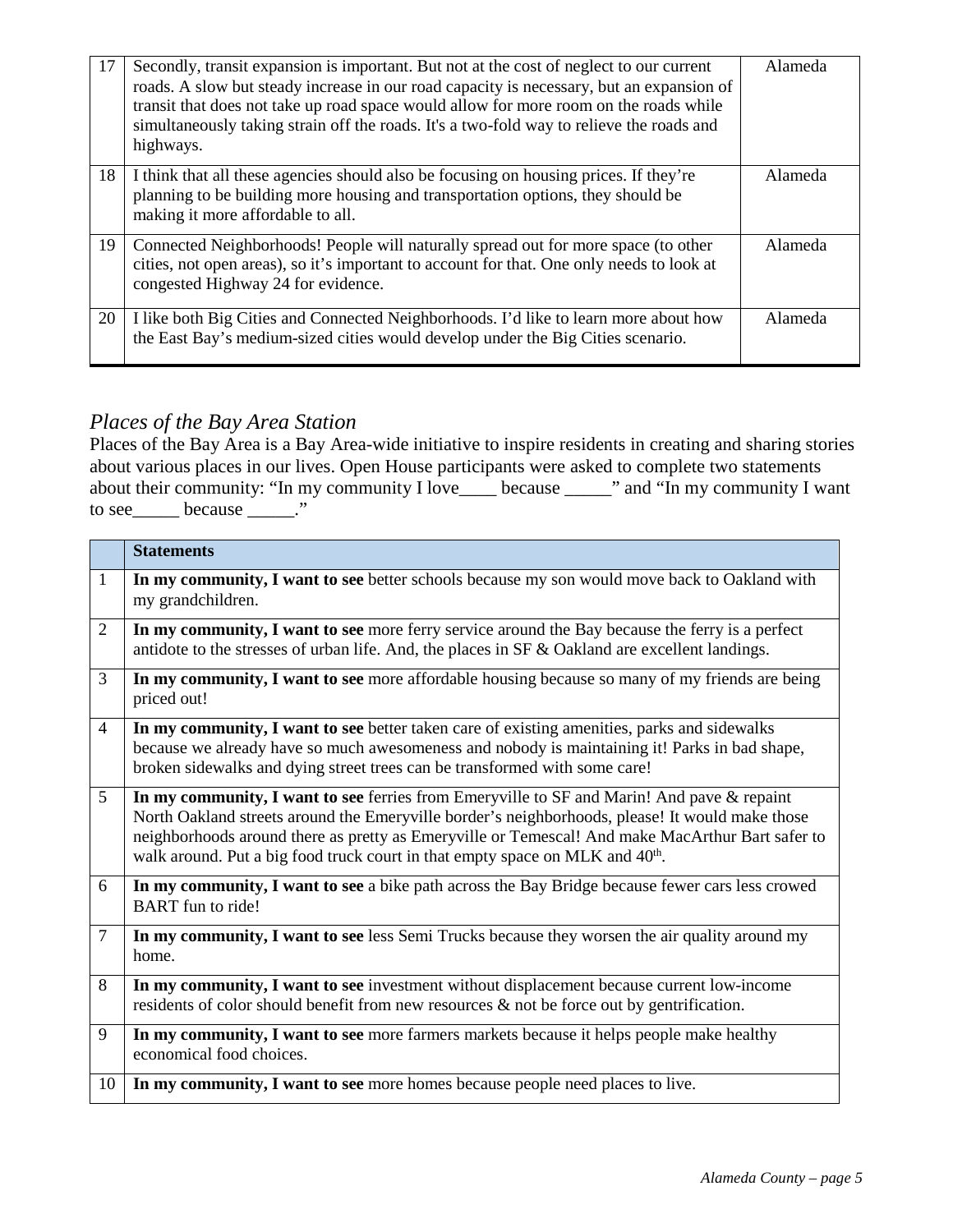| 17 | Secondly, transit expansion is important. But not at the cost of neglect to our current roads. A slow but steady increase in our road capacity is necessary, but an expansion of transit that does not take up road space would allow for more room on the roads while simultaneously taking strain off the roads. It's a two-fold way to relieve the roads and highways. | Alameda |
|---|---|---|
| 18 | I think that all these agencies should also be focusing on housing prices. If they're planning to be building more housing and transportation options, they should be making it more affordable to all. | Alameda |
| 19 | Connected Neighborhoods! People will naturally spread out for more space (to other cities, not open areas), so it's important to account for that. One only needs to look at congested Highway 24 for evidence. | Alameda |
| 20 | I like both Big Cities and Connected Neighborhoods. I'd like to learn more about how the East Bay's medium-sized cities would develop under the Big Cities scenario. | Alameda |

## *Places of the Bay Area Station*

Places of the Bay Area is a Bay Area-wide initiative to inspire residents in creating and sharing stories about various places in our lives. Open House participants were asked to complete two statements about their community: "In my community I love____ because _____" and "In my community I want to see_____ because _____."

| | **Statements** |
|---|---|
| 1 | **In my community, I want to see** better schools because my son would move back to Oakland with my grandchildren. |
| 2 | **In my community, I want to see** more ferry service around the Bay because the ferry is a perfect antidote to the stresses of urban life. And, the places in SF & Oakland are excellent landings. |
| 3 | **In my community, I want to see** more affordable housing because so many of my friends are being priced out! |
| 4 | **In my community, I want to see** better taken care of existing amenities, parks and sidewalks because we already have so much awesomeness and nobody is maintaining it! Parks in bad shape, broken sidewalks and dying street trees can be transformed with some care! |
| 5 | **In my community, I want to see** ferries from Emeryville to SF and Marin! And pave & repaint North Oakland streets around the Emeryville border's neighborhoods, please! It would make those neighborhoods around there as pretty as Emeryville or Temescal! And make MacArthur Bart safer to walk around. Put a big food truck court in that empty space on MLK and 40th. |
| 6 | **In my community, I want to see** a bike path across the Bay Bridge because fewer cars less crowed BART fun to ride! |
| 7 | **In my community, I want to see** less Semi Trucks because they worsen the air quality around my home. |
| 8 | **In my community, I want to see** investment without displacement because current low-income residents of color should benefit from new resources & not be force out by gentrification. |
| 9 | **In my community, I want to see** more farmers markets because it helps people make healthy economical food choices. |
| 10 | **In my community, I want to see** more homes because people need places to live. |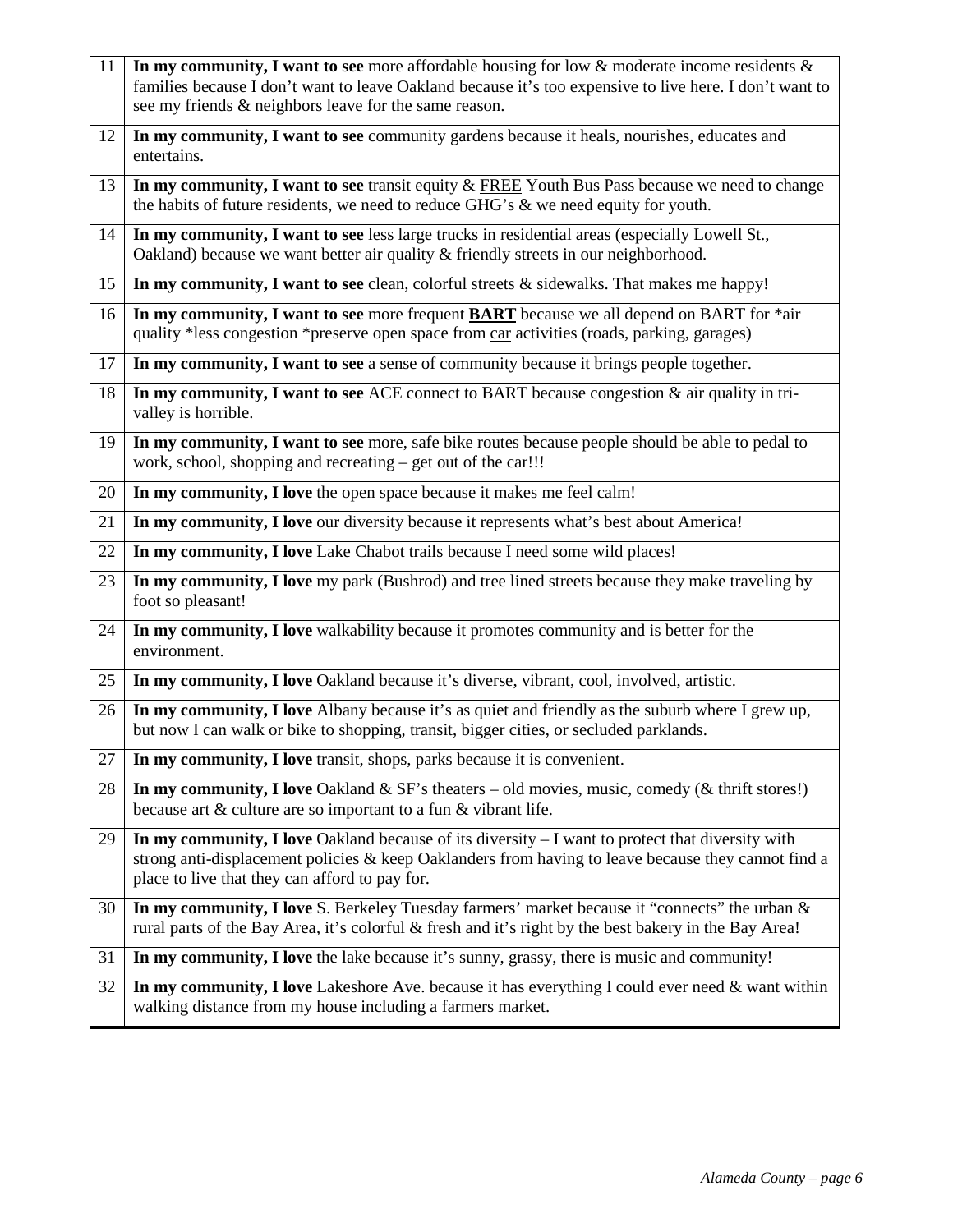| | |
|---|---|
| 11 | **In my community, I want to see** more affordable housing for low & moderate income residents & families because I don't want to leave Oakland because it's too expensive to live here. I don't want to see my friends & neighbors leave for the same reason. |
| 12 | **In my community, I want to see** community gardens because it heals, nourishes, educates and entertains. |
| 13 | **In my community, I want to see** transit equity & <u>FREE</u> Youth Bus Pass because we need to change the habits of future residents, we need to reduce GHG's & we need equity for youth. |
| 14 | **In my community, I want to see** less large trucks in residential areas (especially Lowell St., Oakland) because we want better air quality & friendly streets in our neighborhood. |
| 15 | **In my community, I want to see** clean, colorful streets & sidewalks. That makes me happy! |
| 16 | **In my community, I want to see** more frequent **<u>BART</u>** because we all depend on BART for *air quality *less congestion *preserve open space from <u>car</u> activities (roads, parking, garages) |
| 17 | **In my community, I want to see** a sense of community because it brings people together. |
| 18 | **In my community, I want to see** ACE connect to BART because congestion & air quality in tri-valley is horrible. |
| 19 | **In my community, I want to see** more, safe bike routes because people should be able to pedal to work, school, shopping and recreating – get out of the car!!! |
| 20 | **In my community, I love** the open space because it makes me feel calm! |
| 21 | **In my community, I love** our diversity because it represents what's best about America! |
| 22 | **In my community, I love** Lake Chabot trails because I need some wild places! |
| 23 | **In my community, I love** my park (Bushrod) and tree lined streets because they make traveling by foot so pleasant! |
| 24 | **In my community, I love** walkability because it promotes community and is better for the environment. |
| 25 | **In my community, I love** Oakland because it's diverse, vibrant, cool, involved, artistic. |
| 26 | **In my community, I love** Albany because it's as quiet and friendly as the suburb where I grew up, <u>but</u> now I can walk or bike to shopping, transit, bigger cities, or secluded parklands. |
| 27 | **In my community, I love** transit, shops, parks because it is convenient. |
| 28 | **In my community, I love** Oakland & SF's theaters – old movies, music, comedy (& thrift stores!) because art & culture are so important to a fun & vibrant life. |
| 29 | **In my community, I love** Oakland because of its diversity – I want to protect that diversity with strong anti-displacement policies & keep Oaklanders from having to leave because they cannot find a place to live that they can afford to pay for. |
| 30 | **In my community, I love** S. Berkeley Tuesday farmers' market because it "connects" the urban & rural parts of the Bay Area, it's colorful & fresh and it's right by the best bakery in the Bay Area! |
| 31 | **In my community, I love** the lake because it's sunny, grassy, there is music and community! |
| 32 | **In my community, I love** Lakeshore Ave. because it has everything I could ever need & want within walking distance from my house including a farmers market. |